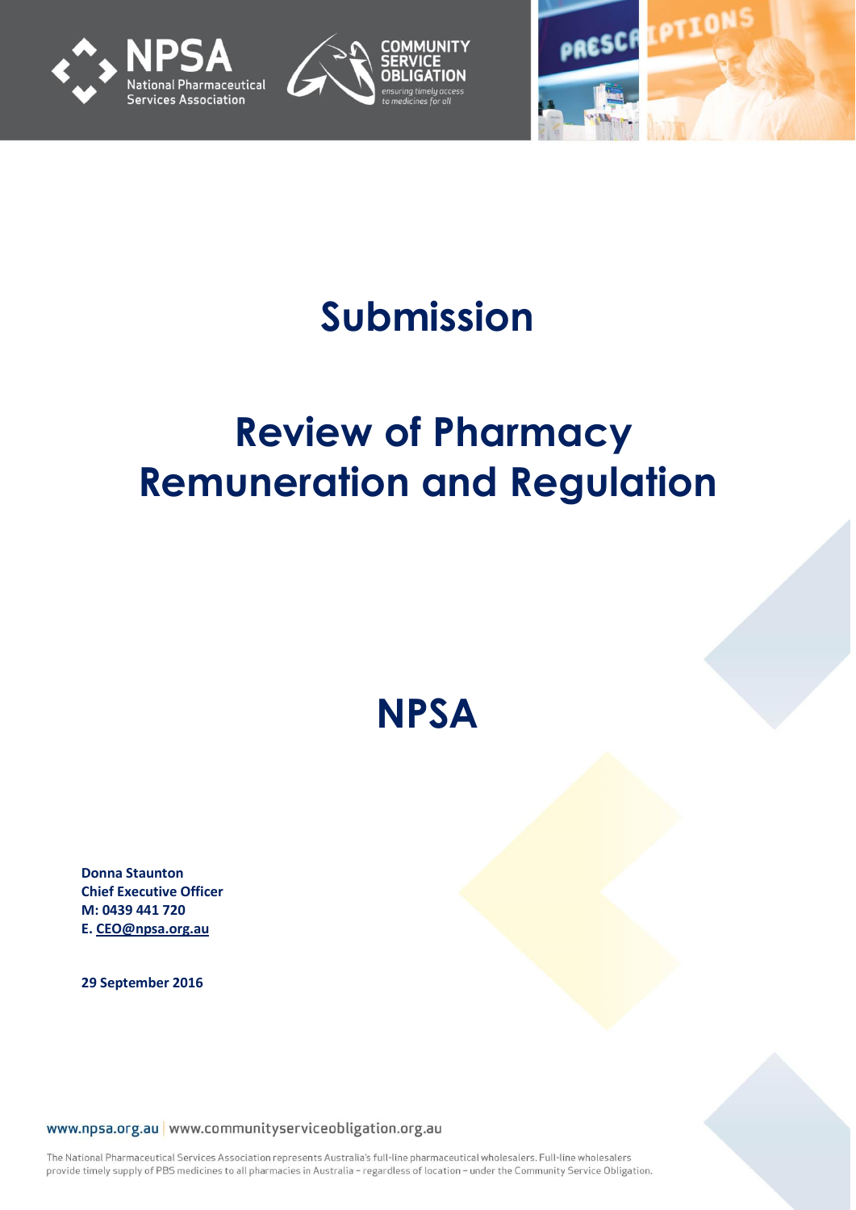# Submission

# Review of Pharmacy Remuneration and Regulation

## NPSA

**Donna Staunton**
**Chief Executive Officer**
**M: 0439 441 720**
**E. CEO@npsa.org.au**

**29 September 2016**

www.npsa.org.au | www.communityserviceobligation.org.au

The National Pharmaceutical Services Association represents Australia's full-line pharmaceutical wholesalers. Full-line wholesalers provide timely supply of PBS medicines to all pharmacies in Australia – regardless of location – under the Community Service Obligation.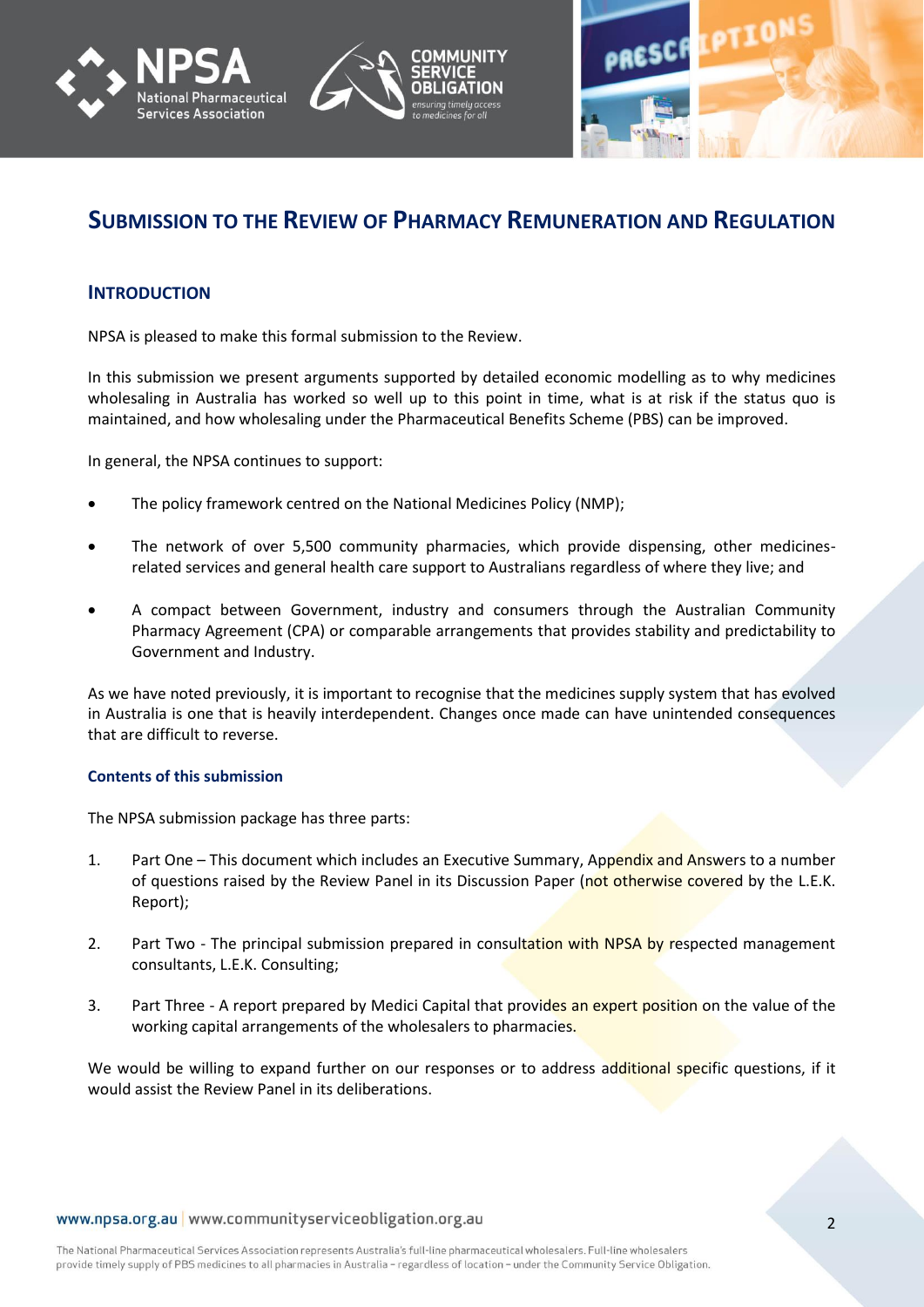# Submission to the Review of Pharmacy Remuneration and Regulation

## Introduction

NPSA is pleased to make this formal submission to the Review.

In this submission we present arguments supported by detailed economic modelling as to why medicines wholesaling in Australia has worked so well up to this point in time, what is at risk if the status quo is maintained, and how wholesaling under the Pharmaceutical Benefits Scheme (PBS) can be improved.

In general, the NPSA continues to support:

- The policy framework centred on the National Medicines Policy (NMP);
- The network of over 5,500 community pharmacies, which provide dispensing, other medicines-related services and general health care support to Australians regardless of where they live; and
- A compact between Government, industry and consumers through the Australian Community Pharmacy Agreement (CPA) or comparable arrangements that provides stability and predictability to Government and Industry.

As we have noted previously, it is important to recognise that the medicines supply system that has evolved in Australia is one that is heavily interdependent. Changes once made can have unintended consequences that are difficult to reverse.

### Contents of this submission

The NPSA submission package has three parts:

1. Part One – This document which includes an Executive Summary, Appendix and Answers to a number of questions raised by the Review Panel in its Discussion Paper (not otherwise covered by the L.E.K. Report);
2. Part Two - The principal submission prepared in consultation with NPSA by respected management consultants, L.E.K. Consulting;
3. Part Three - A report prepared by Medici Capital that provides an expert position on the value of the working capital arrangements of the wholesalers to pharmacies.

We would be willing to expand further on our responses or to address additional specific questions, if it would assist the Review Panel in its deliberations.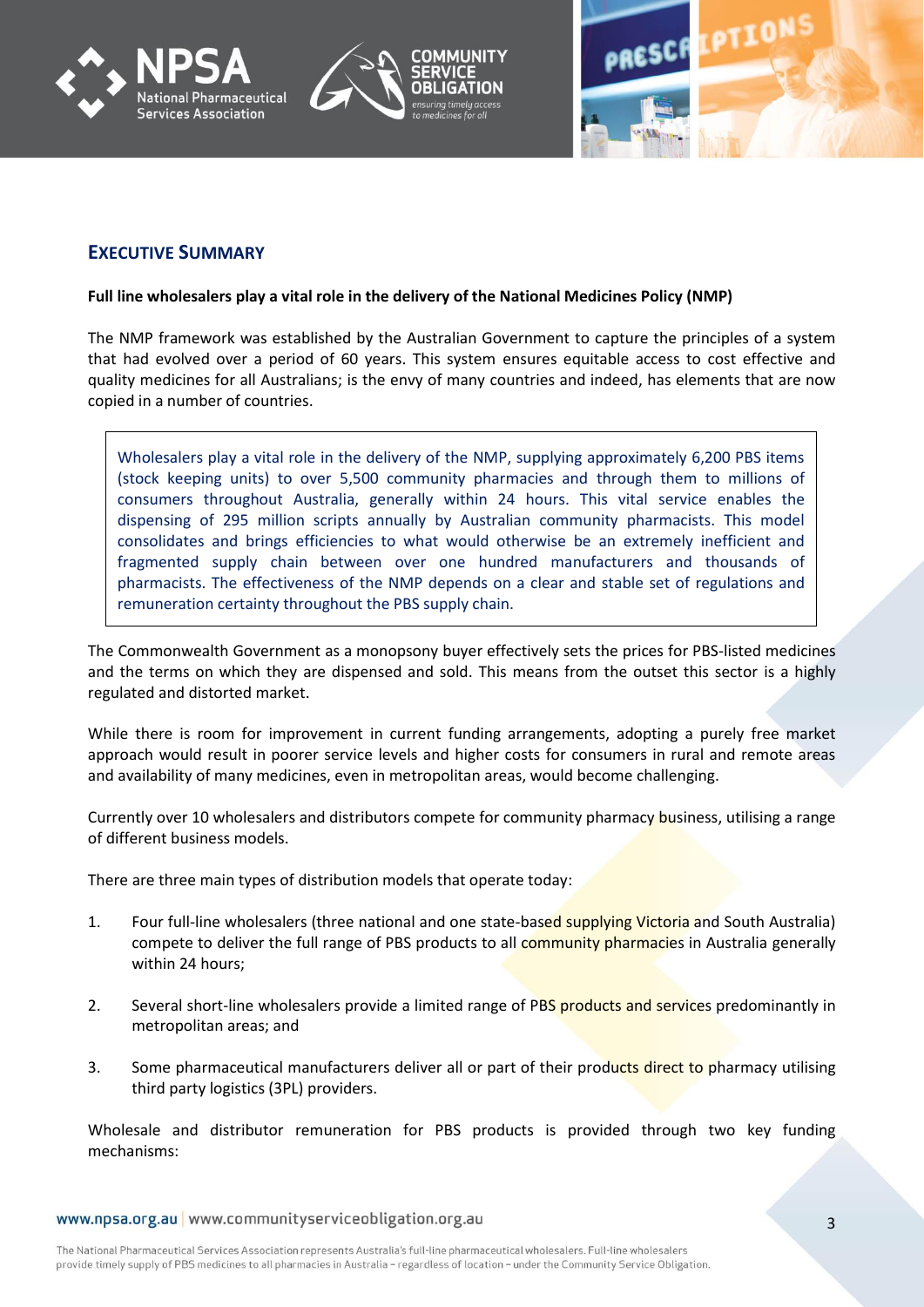## Executive Summary

**Full line wholesalers play a vital role in the delivery of the National Medicines Policy (NMP)**

The NMP framework was established by the Australian Government to capture the principles of a system that had evolved over a period of 60 years. This system ensures equitable access to cost effective and quality medicines for all Australians; is the envy of many countries and indeed, has elements that are now copied in a number of countries.

> Wholesalers play a vital role in the delivery of the NMP, supplying approximately 6,200 PBS items (stock keeping units) to over 5,500 community pharmacies and through them to millions of consumers throughout Australia, generally within 24 hours. This vital service enables the dispensing of 295 million scripts annually by Australian community pharmacists. This model consolidates and brings efficiencies to what would otherwise be an extremely inefficient and fragmented supply chain between over one hundred manufacturers and thousands of pharmacists. The effectiveness of the NMP depends on a clear and stable set of regulations and remuneration certainty throughout the PBS supply chain.

The Commonwealth Government as a monopsony buyer effectively sets the prices for PBS-listed medicines and the terms on which they are dispensed and sold. This means from the outset this sector is a highly regulated and distorted market.

While there is room for improvement in current funding arrangements, adopting a purely free market approach would result in poorer service levels and higher costs for consumers in rural and remote areas and availability of many medicines, even in metropolitan areas, would become challenging.

Currently over 10 wholesalers and distributors compete for community pharmacy business, utilising a range of different business models.

There are three main types of distribution models that operate today:

1. Four full-line wholesalers (three national and one state-based supplying Victoria and South Australia) compete to deliver the full range of PBS products to all community pharmacies in Australia generally within 24 hours;

2. Several short-line wholesalers provide a limited range of PBS products and services predominantly in metropolitan areas; and

3. Some pharmaceutical manufacturers deliver all or part of their products direct to pharmacy utilising third party logistics (3PL) providers.

Wholesale and distributor remuneration for PBS products is provided through two key funding mechanisms: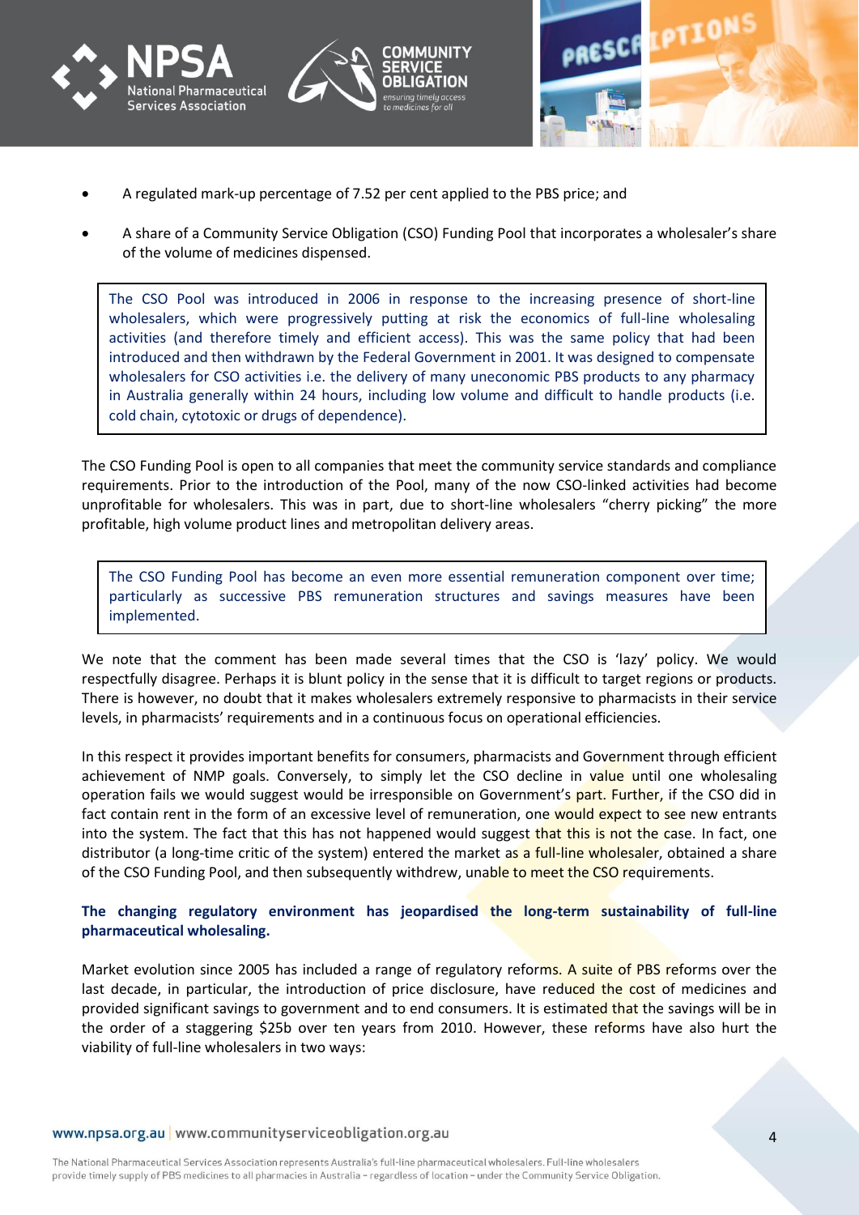- A regulated mark-up percentage of 7.52 per cent applied to the PBS price; and
- A share of a Community Service Obligation (CSO) Funding Pool that incorporates a wholesaler's share of the volume of medicines dispensed.

> The CSO Pool was introduced in 2006 in response to the increasing presence of short-line wholesalers, which were progressively putting at risk the economics of full-line wholesaling activities (and therefore timely and efficient access). This was the same policy that had been introduced and then withdrawn by the Federal Government in 2001. It was designed to compensate wholesalers for CSO activities i.e. the delivery of many uneconomic PBS products to any pharmacy in Australia generally within 24 hours, including low volume and difficult to handle products (i.e. cold chain, cytotoxic or drugs of dependence).

The CSO Funding Pool is open to all companies that meet the community service standards and compliance requirements. Prior to the introduction of the Pool, many of the now CSO-linked activities had become unprofitable for wholesalers. This was in part, due to short-line wholesalers "cherry picking" the more profitable, high volume product lines and metropolitan delivery areas.

> The CSO Funding Pool has become an even more essential remuneration component over time; particularly as successive PBS remuneration structures and savings measures have been implemented.

We note that the comment has been made several times that the CSO is 'lazy' policy. We would respectfully disagree. Perhaps it is blunt policy in the sense that it is difficult to target regions or products. There is however, no doubt that it makes wholesalers extremely responsive to pharmacists in their service levels, in pharmacists' requirements and in a continuous focus on operational efficiencies.

In this respect it provides important benefits for consumers, pharmacists and Government through efficient achievement of NMP goals. Conversely, to simply let the CSO decline in value until one wholesaling operation fails we would suggest would be irresponsible on Government's part. Further, if the CSO did in fact contain rent in the form of an excessive level of remuneration, one would expect to see new entrants into the system. The fact that this has not happened would suggest that this is not the case. In fact, one distributor (a long-time critic of the system) entered the market as a full-line wholesaler, obtained a share of the CSO Funding Pool, and then subsequently withdrew, unable to meet the CSO requirements.

**The changing regulatory environment has jeopardised the long-term sustainability of full-line pharmaceutical wholesaling.**

Market evolution since 2005 has included a range of regulatory reforms. A suite of PBS reforms over the last decade, in particular, the introduction of price disclosure, have reduced the cost of medicines and provided significant savings to government and to end consumers. It is estimated that the savings will be in the order of a staggering $25b over ten years from 2010. However, these reforms have also hurt the viability of full-line wholesalers in two ways: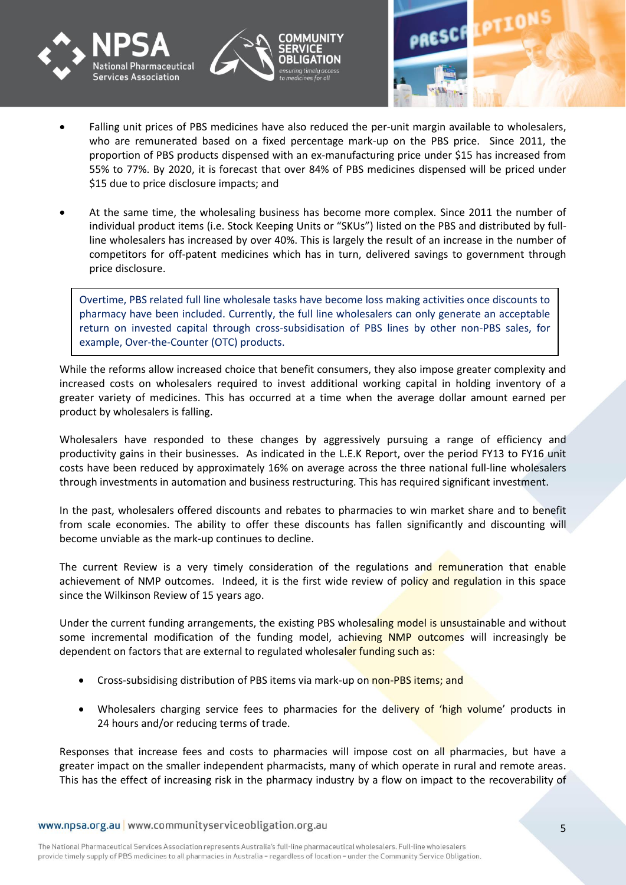- Falling unit prices of PBS medicines have also reduced the per-unit margin available to wholesalers, who are remunerated based on a fixed percentage mark-up on the PBS price. Since 2011, the proportion of PBS products dispensed with an ex-manufacturing price under $15 has increased from 55% to 77%. By 2020, it is forecast that over 84% of PBS medicines dispensed will be priced under $15 due to price disclosure impacts; and

- At the same time, the wholesaling business has become more complex. Since 2011 the number of individual product items (i.e. Stock Keeping Units or "SKUs") listed on the PBS and distributed by full-line wholesalers has increased by over 40%. This is largely the result of an increase in the number of competitors for off-patent medicines which has in turn, delivered savings to government through price disclosure.

> Overtime, PBS related full line wholesale tasks have become loss making activities once discounts to pharmacy have been included. Currently, the full line wholesalers can only generate an acceptable return on invested capital through cross-subsidisation of PBS lines by other non-PBS sales, for example, Over-the-Counter (OTC) products.

While the reforms allow increased choice that benefit consumers, they also impose greater complexity and increased costs on wholesalers required to invest additional working capital in holding inventory of a greater variety of medicines. This has occurred at a time when the average dollar amount earned per product by wholesalers is falling.

Wholesalers have responded to these changes by aggressively pursuing a range of efficiency and productivity gains in their businesses. As indicated in the L.E.K Report, over the period FY13 to FY16 unit costs have been reduced by approximately 16% on average across the three national full-line wholesalers through investments in automation and business restructuring. This has required significant investment.

In the past, wholesalers offered discounts and rebates to pharmacies to win market share and to benefit from scale economies. The ability to offer these discounts has fallen significantly and discounting will become unviable as the mark-up continues to decline.

The current Review is a very timely consideration of the regulations and remuneration that enable achievement of NMP outcomes. Indeed, it is the first wide review of policy and regulation in this space since the Wilkinson Review of 15 years ago.

Under the current funding arrangements, the existing PBS wholesaling model is unsustainable and without some incremental modification of the funding model, achieving NMP outcomes will increasingly be dependent on factors that are external to regulated wholesaler funding such as:

- Cross-subsidising distribution of PBS items via mark-up on non-PBS items; and
- Wholesalers charging service fees to pharmacies for the delivery of 'high volume' products in 24 hours and/or reducing terms of trade.

Responses that increase fees and costs to pharmacies will impose cost on all pharmacies, but have a greater impact on the smaller independent pharmacists, many of which operate in rural and remote areas. This has the effect of increasing risk in the pharmacy industry by a flow on impact to the recoverability of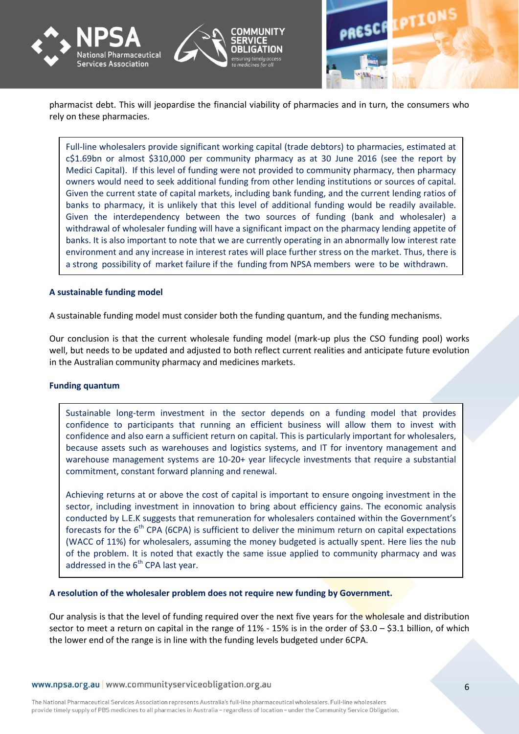pharmacist debt. This will jeopardise the financial viability of pharmacies and in turn, the consumers who rely on these pharmacies.

> Full-line wholesalers provide significant working capital (trade debtors) to pharmacies, estimated at c$1.69bn or almost $310,000 per community pharmacy as at 30 June 2016 (see the report by Medici Capital). If this level of funding were not provided to community pharmacy, then pharmacy owners would need to seek additional funding from other lending institutions or sources of capital. Given the current state of capital markets, including bank funding, and the current lending ratios of banks to pharmacy, it is unlikely that this level of additional funding would be readily available. Given the interdependency between the two sources of funding (bank and wholesaler) a withdrawal of wholesaler funding will have a significant impact on the pharmacy lending appetite of banks. It is also important to note that we are currently operating in an abnormally low interest rate environment and any increase in interest rates will place further stress on the market. Thus, there is a strong possibility of market failure if the funding from NPSA members were to be withdrawn.

**A sustainable funding model**

A sustainable funding model must consider both the funding quantum, and the funding mechanisms.

Our conclusion is that the current wholesale funding model (mark-up plus the CSO funding pool) works well, but needs to be updated and adjusted to both reflect current realities and anticipate future evolution in the Australian community pharmacy and medicines markets.

**Funding quantum**

> Sustainable long-term investment in the sector depends on a funding model that provides confidence to participants that running an efficient business will allow them to invest with confidence and also earn a sufficient return on capital. This is particularly important for wholesalers, because assets such as warehouses and logistics systems, and IT for inventory management and warehouse management systems are 10-20+ year lifecycle investments that require a substantial commitment, constant forward planning and renewal.
>
> Achieving returns at or above the cost of capital is important to ensure ongoing investment in the sector, including investment in innovation to bring about efficiency gains. The economic analysis conducted by L.E.K suggests that remuneration for wholesalers contained within the Government's forecasts for the 6th CPA (6CPA) is sufficient to deliver the minimum return on capital expectations (WACC of 11%) for wholesalers, assuming the money budgeted is actually spent. Here lies the nub of the problem. It is noted that exactly the same issue applied to community pharmacy and was addressed in the 6th CPA last year.

**A resolution of the wholesaler problem does not require new funding by Government.**

Our analysis is that the level of funding required over the next five years for the wholesale and distribution sector to meet a return on capital in the range of 11% - 15% is in the order of $3.0 – $3.1 billion, of which the lower end of the range is in line with the funding levels budgeted under 6CPA.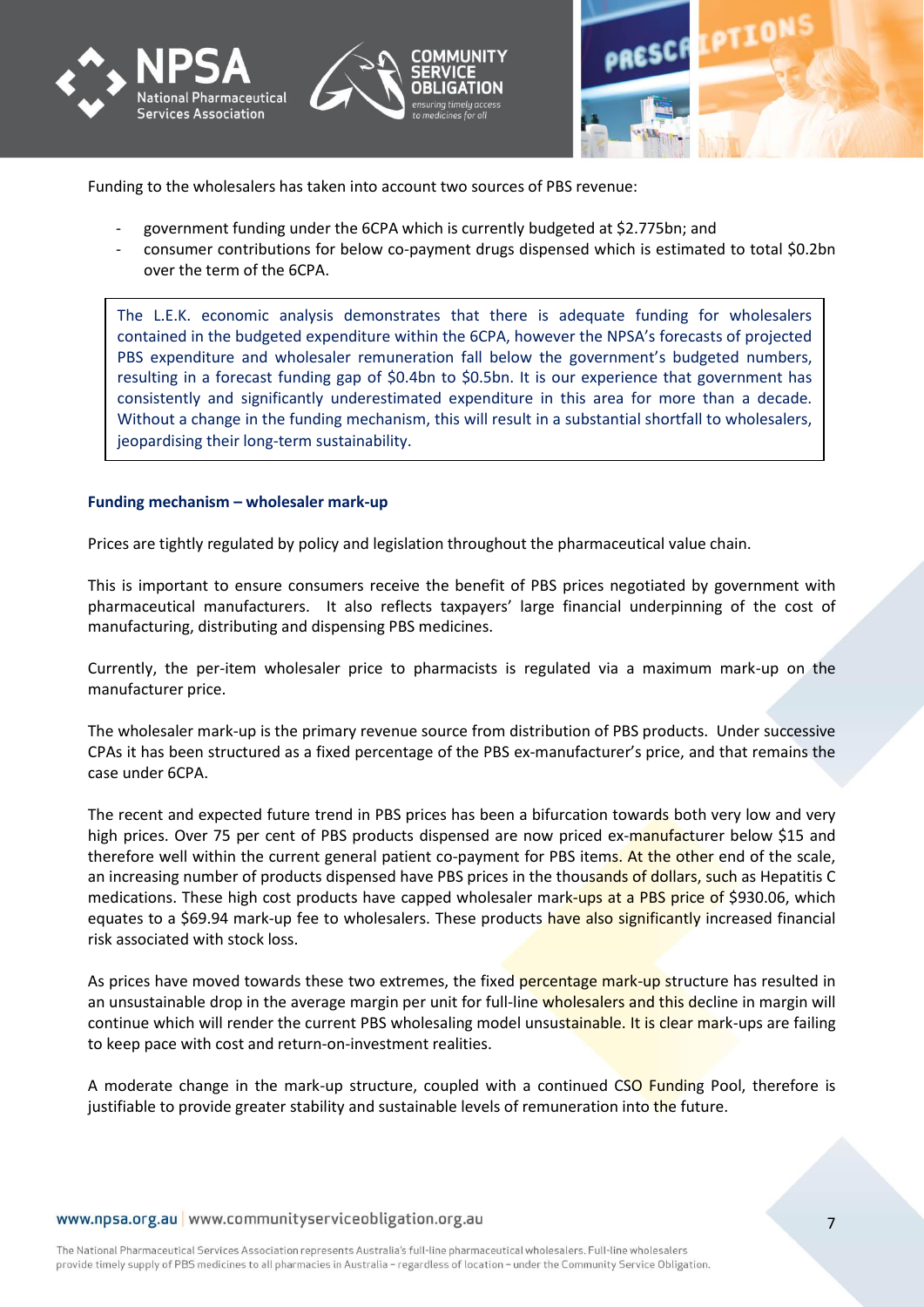Funding to the wholesalers has taken into account two sources of PBS revenue:

- government funding under the 6CPA which is currently budgeted at $2.775bn; and
- consumer contributions for below co-payment drugs dispensed which is estimated to total $0.2bn over the term of the 6CPA.

> The L.E.K. economic analysis demonstrates that there is adequate funding for wholesalers contained in the budgeted expenditure within the 6CPA, however the NPSA's forecasts of projected PBS expenditure and wholesaler remuneration fall below the government's budgeted numbers, resulting in a forecast funding gap of $0.4bn to $0.5bn. It is our experience that government has consistently and significantly underestimated expenditure in this area for more than a decade. Without a change in the funding mechanism, this will result in a substantial shortfall to wholesalers, jeopardising their long-term sustainability.

**Funding mechanism – wholesaler mark-up**

Prices are tightly regulated by policy and legislation throughout the pharmaceutical value chain.

This is important to ensure consumers receive the benefit of PBS prices negotiated by government with pharmaceutical manufacturers. It also reflects taxpayers' large financial underpinning of the cost of manufacturing, distributing and dispensing PBS medicines.

Currently, the per-item wholesaler price to pharmacists is regulated via a maximum mark-up on the manufacturer price.

The wholesaler mark-up is the primary revenue source from distribution of PBS products. Under successive CPAs it has been structured as a fixed percentage of the PBS ex-manufacturer's price, and that remains the case under 6CPA.

The recent and expected future trend in PBS prices has been a bifurcation towards both very low and very high prices. Over 75 per cent of PBS products dispensed are now priced ex-manufacturer below $15 and therefore well within the current general patient co-payment for PBS items. At the other end of the scale, an increasing number of products dispensed have PBS prices in the thousands of dollars, such as Hepatitis C medications. These high cost products have capped wholesaler mark-ups at a PBS price of $930.06, which equates to a $69.94 mark-up fee to wholesalers. These products have also significantly increased financial risk associated with stock loss.

As prices have moved towards these two extremes, the fixed percentage mark-up structure has resulted in an unsustainable drop in the average margin per unit for full-line wholesalers and this decline in margin will continue which will render the current PBS wholesaling model unsustainable. It is clear mark-ups are failing to keep pace with cost and return-on-investment realities.

A moderate change in the mark-up structure, coupled with a continued CSO Funding Pool, therefore is justifiable to provide greater stability and sustainable levels of remuneration into the future.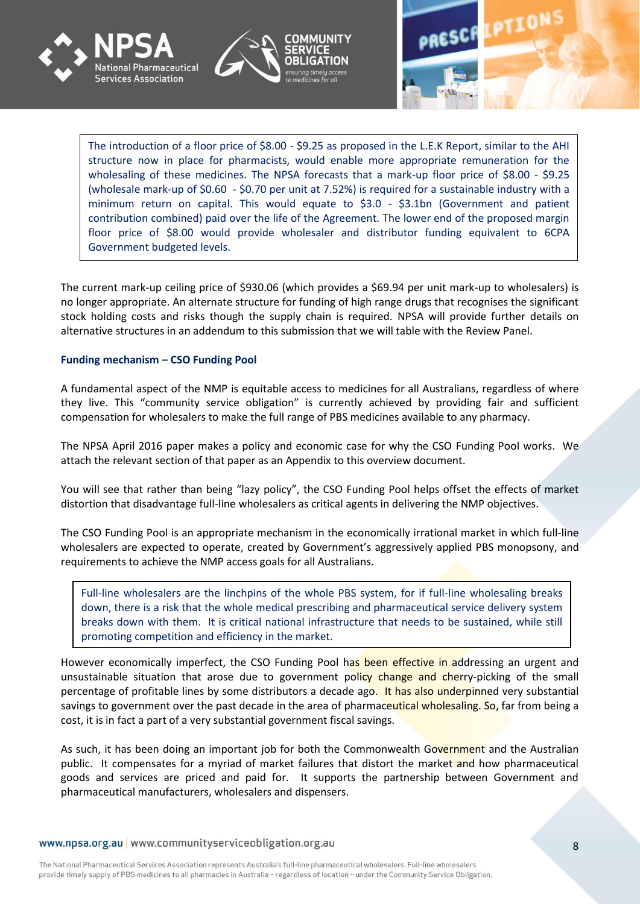> The introduction of a floor price of $8.00 - $9.25 as proposed in the L.E.K Report, similar to the AHI structure now in place for pharmacists, would enable more appropriate remuneration for the wholesaling of these medicines. The NPSA forecasts that a mark-up floor price of $8.00 - $9.25 (wholesale mark-up of $0.60 - $0.70 per unit at 7.52%) is required for a sustainable industry with a minimum return on capital. This would equate to $3.0 - $3.1bn (Government and patient contribution combined) paid over the life of the Agreement. The lower end of the proposed margin floor price of $8.00 would provide wholesaler and distributor funding equivalent to 6CPA Government budgeted levels.

The current mark-up ceiling price of $930.06 (which provides a $69.94 per unit mark-up to wholesalers) is no longer appropriate. An alternate structure for funding of high range drugs that recognises the significant stock holding costs and risks though the supply chain is required. NPSA will provide further details on alternative structures in an addendum to this submission that we will table with the Review Panel.

**Funding mechanism – CSO Funding Pool**

A fundamental aspect of the NMP is equitable access to medicines for all Australians, regardless of where they live. This "community service obligation" is currently achieved by providing fair and sufficient compensation for wholesalers to make the full range of PBS medicines available to any pharmacy.

The NPSA April 2016 paper makes a policy and economic case for why the CSO Funding Pool works. We attach the relevant section of that paper as an Appendix to this overview document.

You will see that rather than being "lazy policy", the CSO Funding Pool helps offset the effects of market distortion that disadvantage full-line wholesalers as critical agents in delivering the NMP objectives.

The CSO Funding Pool is an appropriate mechanism in the economically irrational market in which full-line wholesalers are expected to operate, created by Government's aggressively applied PBS monopsony, and requirements to achieve the NMP access goals for all Australians.

> Full-line wholesalers are the linchpins of the whole PBS system, for if full-line wholesaling breaks down, there is a risk that the whole medical prescribing and pharmaceutical service delivery system breaks down with them. It is critical national infrastructure that needs to be sustained, while still promoting competition and efficiency in the market.

However economically imperfect, the CSO Funding Pool has been effective in addressing an urgent and unsustainable situation that arose due to government policy change and cherry-picking of the small percentage of profitable lines by some distributors a decade ago. It has also underpinned very substantial savings to government over the past decade in the area of pharmaceutical wholesaling. So, far from being a cost, it is in fact a part of a very substantial government fiscal savings.

As such, it has been doing an important job for both the Commonwealth Government and the Australian public. It compensates for a myriad of market failures that distort the market and how pharmaceutical goods and services are priced and paid for. It supports the partnership between Government and pharmaceutical manufacturers, wholesalers and dispensers.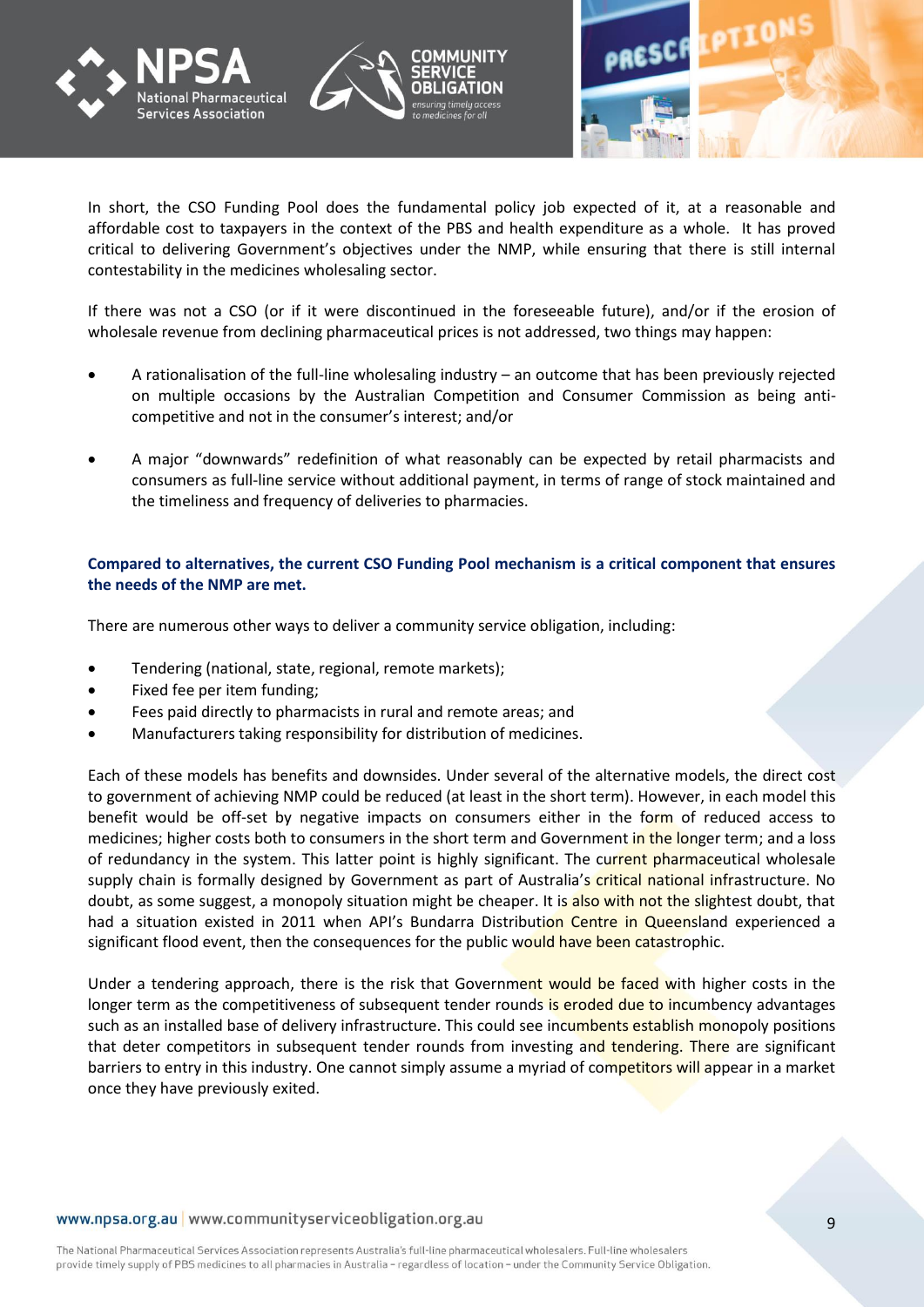In short, the CSO Funding Pool does the fundamental policy job expected of it, at a reasonable and affordable cost to taxpayers in the context of the PBS and health expenditure as a whole. It has proved critical to delivering Government's objectives under the NMP, while ensuring that there is still internal contestability in the medicines wholesaling sector.

If there was not a CSO (or if it were discontinued in the foreseeable future), and/or if the erosion of wholesale revenue from declining pharmaceutical prices is not addressed, two things may happen:

- A rationalisation of the full-line wholesaling industry – an outcome that has been previously rejected on multiple occasions by the Australian Competition and Consumer Commission as being anti-competitive and not in the consumer's interest; and/or
- A major "downwards" redefinition of what reasonably can be expected by retail pharmacists and consumers as full-line service without additional payment, in terms of range of stock maintained and the timeliness and frequency of deliveries to pharmacies.

**Compared to alternatives, the current CSO Funding Pool mechanism is a critical component that ensures the needs of the NMP are met.**

There are numerous other ways to deliver a community service obligation, including:

- Tendering (national, state, regional, remote markets);
- Fixed fee per item funding;
- Fees paid directly to pharmacists in rural and remote areas; and
- Manufacturers taking responsibility for distribution of medicines.

Each of these models has benefits and downsides. Under several of the alternative models, the direct cost to government of achieving NMP could be reduced (at least in the short term). However, in each model this benefit would be off-set by negative impacts on consumers either in the form of reduced access to medicines; higher costs both to consumers in the short term and Government in the longer term; and a loss of redundancy in the system. This latter point is highly significant. The current pharmaceutical wholesale supply chain is formally designed by Government as part of Australia's critical national infrastructure. No doubt, as some suggest, a monopoly situation might be cheaper. It is also with not the slightest doubt, that had a situation existed in 2011 when API's Bundarra Distribution Centre in Queensland experienced a significant flood event, then the consequences for the public would have been catastrophic.

Under a tendering approach, there is the risk that Government would be faced with higher costs in the longer term as the competitiveness of subsequent tender rounds is eroded due to incumbency advantages such as an installed base of delivery infrastructure. This could see incumbents establish monopoly positions that deter competitors in subsequent tender rounds from investing and tendering. There are significant barriers to entry in this industry. One cannot simply assume a myriad of competitors will appear in a market once they have previously exited.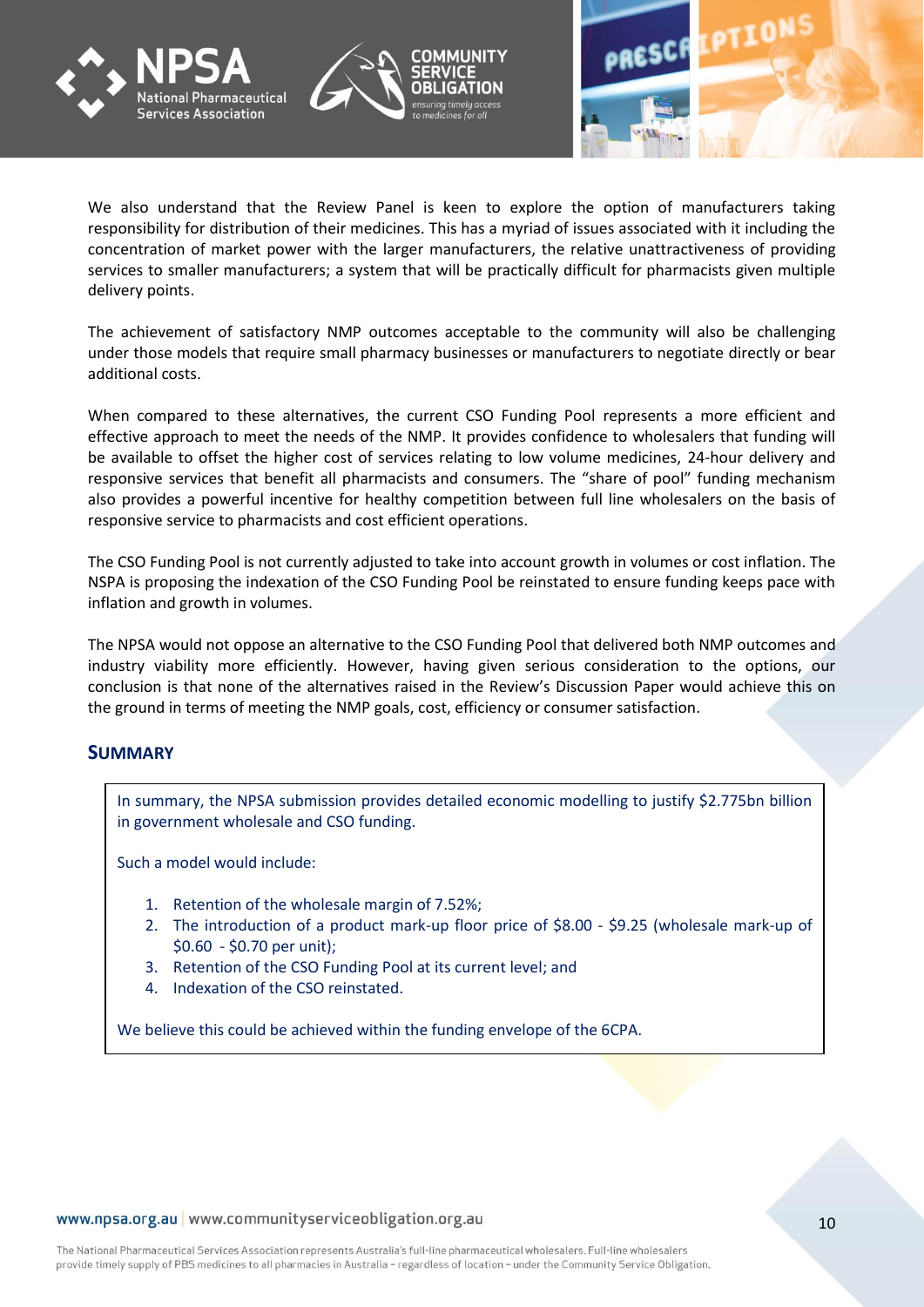We also understand that the Review Panel is keen to explore the option of manufacturers taking responsibility for distribution of their medicines. This has a myriad of issues associated with it including the concentration of market power with the larger manufacturers, the relative unattractiveness of providing services to smaller manufacturers; a system that will be practically difficult for pharmacists given multiple delivery points.

The achievement of satisfactory NMP outcomes acceptable to the community will also be challenging under those models that require small pharmacy businesses or manufacturers to negotiate directly or bear additional costs.

When compared to these alternatives, the current CSO Funding Pool represents a more efficient and effective approach to meet the needs of the NMP. It provides confidence to wholesalers that funding will be available to offset the higher cost of services relating to low volume medicines, 24-hour delivery and responsive services that benefit all pharmacists and consumers. The "share of pool" funding mechanism also provides a powerful incentive for healthy competition between full line wholesalers on the basis of responsive service to pharmacists and cost efficient operations.

The CSO Funding Pool is not currently adjusted to take into account growth in volumes or cost inflation. The NSPA is proposing the indexation of the CSO Funding Pool be reinstated to ensure funding keeps pace with inflation and growth in volumes.

The NPSA would not oppose an alternative to the CSO Funding Pool that delivered both NMP outcomes and industry viability more efficiently. However, having given serious consideration to the options, our conclusion is that none of the alternatives raised in the Review's Discussion Paper would achieve this on the ground in terms of meeting the NMP goals, cost, efficiency or consumer satisfaction.

## SUMMARY

In summary, the NPSA submission provides detailed economic modelling to justify $2.775bn billion in government wholesale and CSO funding.

Such a model would include:

1. Retention of the wholesale margin of 7.52%;
2. The introduction of a product mark-up floor price of $8.00 - $9.25 (wholesale mark-up of $0.60 - $0.70 per unit);
3. Retention of the CSO Funding Pool at its current level; and
4. Indexation of the CSO reinstated.

We believe this could be achieved within the funding envelope of the 6CPA.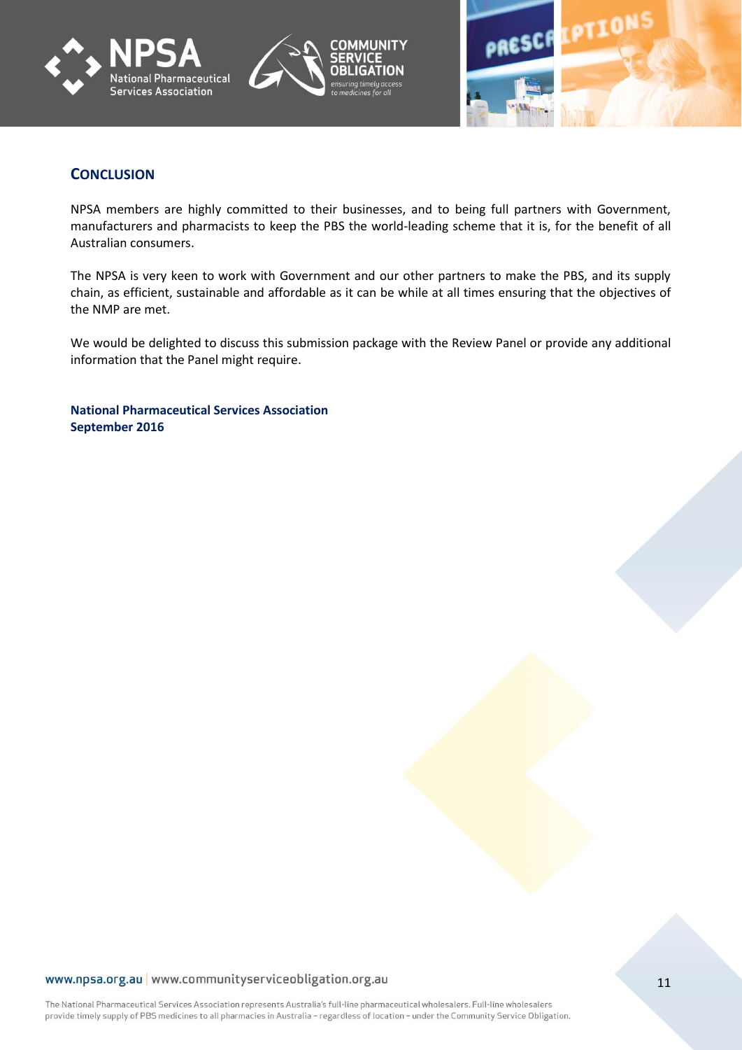## CONCLUSION

NPSA members are highly committed to their businesses, and to being full partners with Government, manufacturers and pharmacists to keep the PBS the world-leading scheme that it is, for the benefit of all Australian consumers.

The NPSA is very keen to work with Government and our other partners to make the PBS, and its supply chain, as efficient, sustainable and affordable as it can be while at all times ensuring that the objectives of the NMP are met.

We would be delighted to discuss this submission package with the Review Panel or provide any additional information that the Panel might require.

**National Pharmaceutical Services Association**
**September 2016**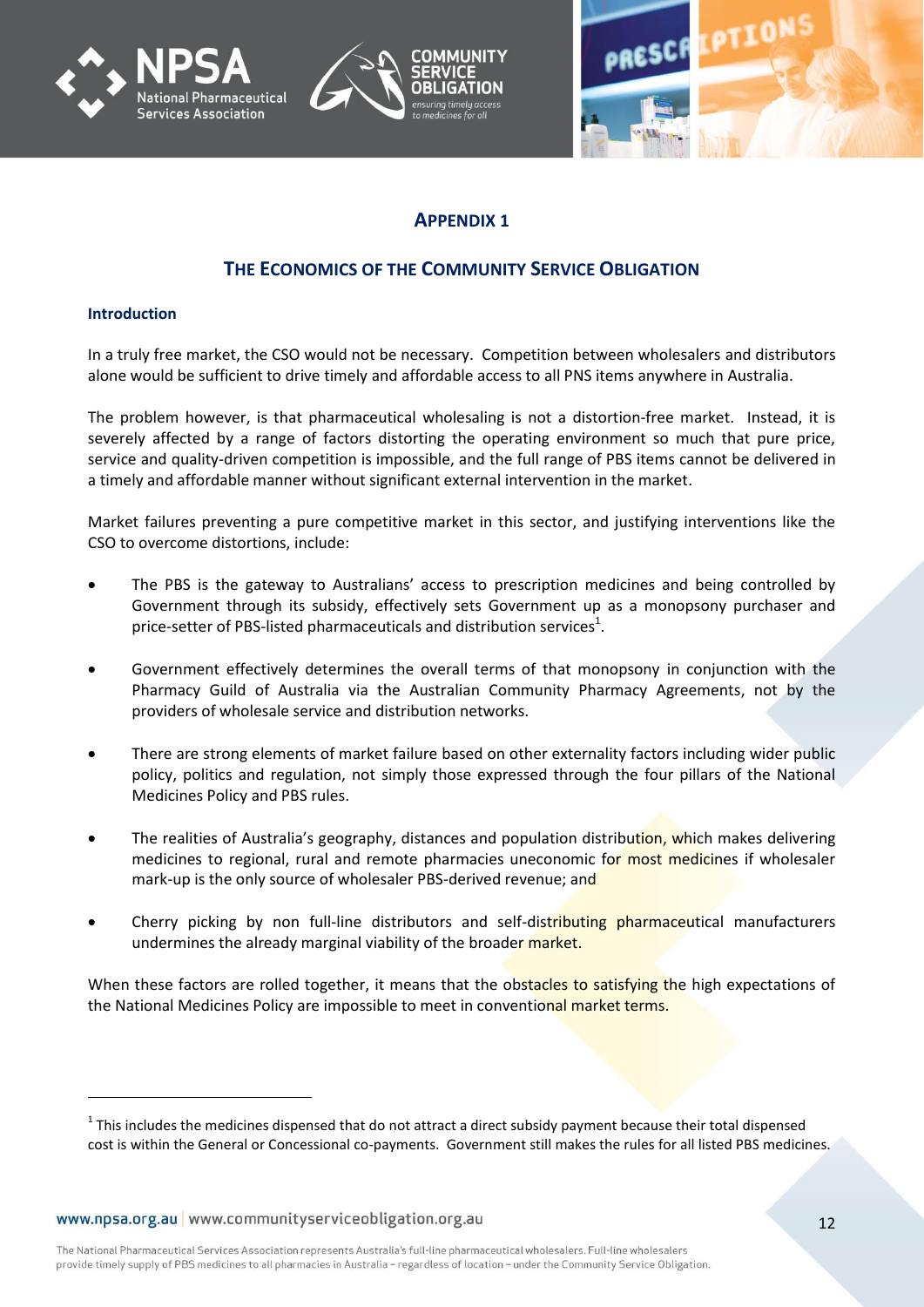## APPENDIX 1

## THE ECONOMICS OF THE COMMUNITY SERVICE OBLIGATION

### Introduction

In a truly free market, the CSO would not be necessary. Competition between wholesalers and distributors alone would be sufficient to drive timely and affordable access to all PNS items anywhere in Australia.

The problem however, is that pharmaceutical wholesaling is not a distortion-free market. Instead, it is severely affected by a range of factors distorting the operating environment so much that pure price, service and quality-driven competition is impossible, and the full range of PBS items cannot be delivered in a timely and affordable manner without significant external intervention in the market.

Market failures preventing a pure competitive market in this sector, and justifying interventions like the CSO to overcome distortions, include:

- The PBS is the gateway to Australians' access to prescription medicines and being controlled by Government through its subsidy, effectively sets Government up as a monopsony purchaser and price-setter of PBS-listed pharmaceuticals and distribution services[1].
- Government effectively determines the overall terms of that monopsony in conjunction with the Pharmacy Guild of Australia via the Australian Community Pharmacy Agreements, not by the providers of wholesale service and distribution networks.
- There are strong elements of market failure based on other externality factors including wider public policy, politics and regulation, not simply those expressed through the four pillars of the National Medicines Policy and PBS rules.
- The realities of Australia's geography, distances and population distribution, which makes delivering medicines to regional, rural and remote pharmacies uneconomic for most medicines if wholesaler mark-up is the only source of wholesaler PBS-derived revenue; and
- Cherry picking by non full-line distributors and self-distributing pharmaceutical manufacturers undermines the already marginal viability of the broader market.

When these factors are rolled together, it means that the obstacles to satisfying the high expectations of the National Medicines Policy are impossible to meet in conventional market terms.

---

[1] This includes the medicines dispensed that do not attract a direct subsidy payment because their total dispensed cost is within the General or Concessional co-payments. Government still makes the rules for all listed PBS medicines.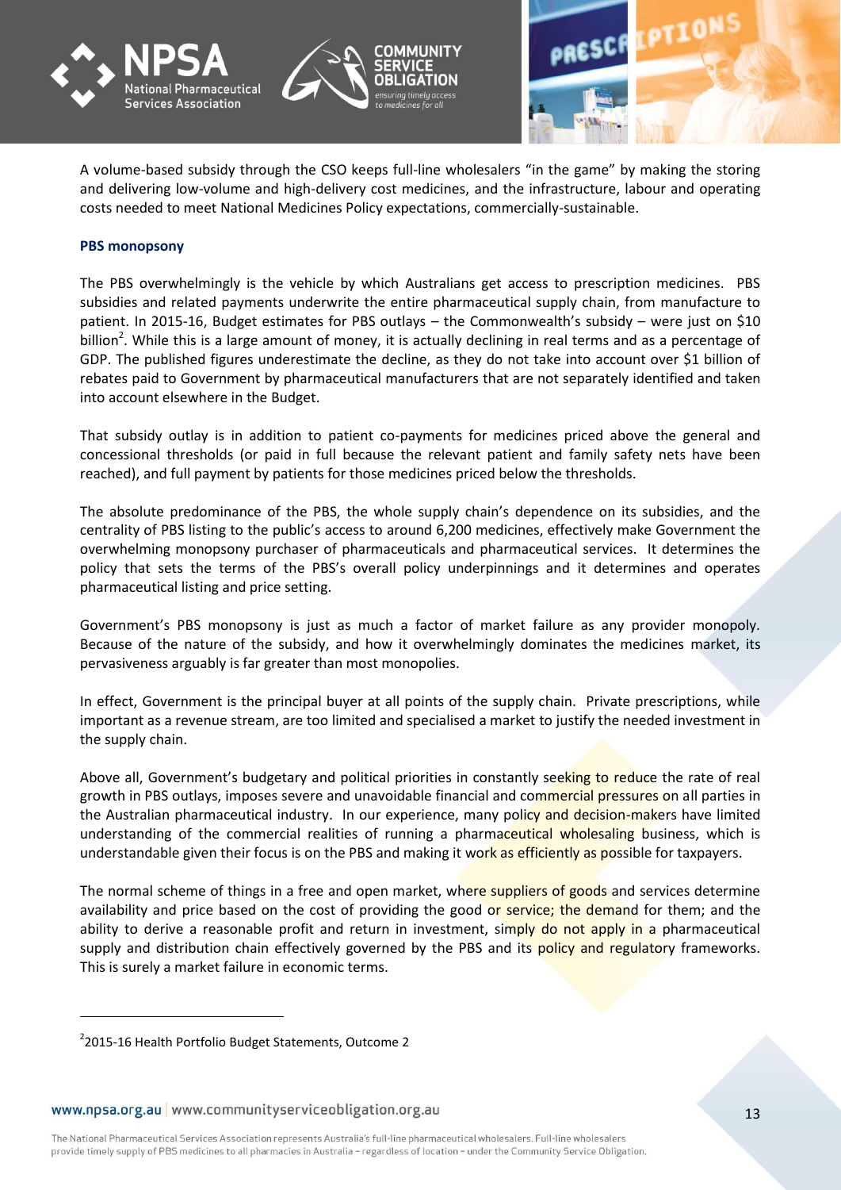A volume-based subsidy through the CSO keeps full-line wholesalers "in the game" by making the storing and delivering low-volume and high-delivery cost medicines, and the infrastructure, labour and operating costs needed to meet National Medicines Policy expectations, commercially-sustainable.

**PBS monopsony**

The PBS overwhelmingly is the vehicle by which Australians get access to prescription medicines. PBS subsidies and related payments underwrite the entire pharmaceutical supply chain, from manufacture to patient. In 2015-16, Budget estimates for PBS outlays – the Commonwealth's subsidy – were just on $10 billion[2]. While this is a large amount of money, it is actually declining in real terms and as a percentage of GDP. The published figures underestimate the decline, as they do not take into account over $1 billion of rebates paid to Government by pharmaceutical manufacturers that are not separately identified and taken into account elsewhere in the Budget.

That subsidy outlay is in addition to patient co-payments for medicines priced above the general and concessional thresholds (or paid in full because the relevant patient and family safety nets have been reached), and full payment by patients for those medicines priced below the thresholds.

The absolute predominance of the PBS, the whole supply chain's dependence on its subsidies, and the centrality of PBS listing to the public's access to around 6,200 medicines, effectively make Government the overwhelming monopsony purchaser of pharmaceuticals and pharmaceutical services. It determines the policy that sets the terms of the PBS's overall policy underpinnings and it determines and operates pharmaceutical listing and price setting.

Government's PBS monopsony is just as much a factor of market failure as any provider monopoly. Because of the nature of the subsidy, and how it overwhelmingly dominates the medicines market, its pervasiveness arguably is far greater than most monopolies.

In effect, Government is the principal buyer at all points of the supply chain. Private prescriptions, while important as a revenue stream, are too limited and specialised a market to justify the needed investment in the supply chain.

Above all, Government's budgetary and political priorities in constantly seeking to reduce the rate of real growth in PBS outlays, imposes severe and unavoidable financial and commercial pressures on all parties in the Australian pharmaceutical industry. In our experience, many policy and decision-makers have limited understanding of the commercial realities of running a pharmaceutical wholesaling business, which is understandable given their focus is on the PBS and making it work as efficiently as possible for taxpayers.

The normal scheme of things in a free and open market, where suppliers of goods and services determine availability and price based on the cost of providing the good or service; the demand for them; and the ability to derive a reasonable profit and return in investment, simply do not apply in a pharmaceutical supply and distribution chain effectively governed by the PBS and its policy and regulatory frameworks. This is surely a market failure in economic terms.

[2] 2015-16 Health Portfolio Budget Statements, Outcome 2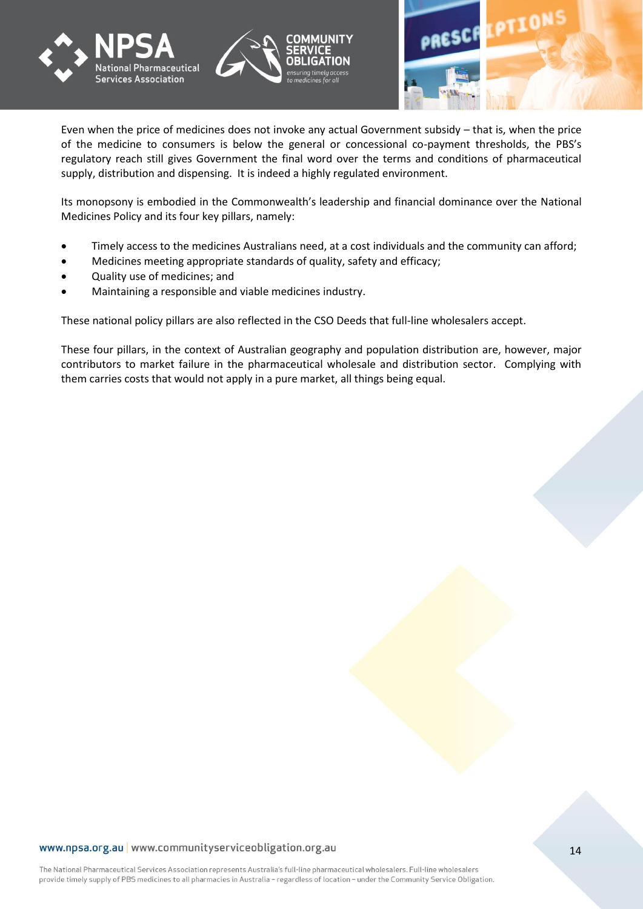Even when the price of medicines does not invoke any actual Government subsidy – that is, when the price of the medicine to consumers is below the general or concessional co-payment thresholds, the PBS's regulatory reach still gives Government the final word over the terms and conditions of pharmaceutical supply, distribution and dispensing. It is indeed a highly regulated environment.

Its monopsony is embodied in the Commonwealth's leadership and financial dominance over the National Medicines Policy and its four key pillars, namely:

- Timely access to the medicines Australians need, at a cost individuals and the community can afford;
- Medicines meeting appropriate standards of quality, safety and efficacy;
- Quality use of medicines; and
- Maintaining a responsible and viable medicines industry.

These national policy pillars are also reflected in the CSO Deeds that full-line wholesalers accept.

These four pillars, in the context of Australian geography and population distribution are, however, major contributors to market failure in the pharmaceutical wholesale and distribution sector. Complying with them carries costs that would not apply in a pure market, all things being equal.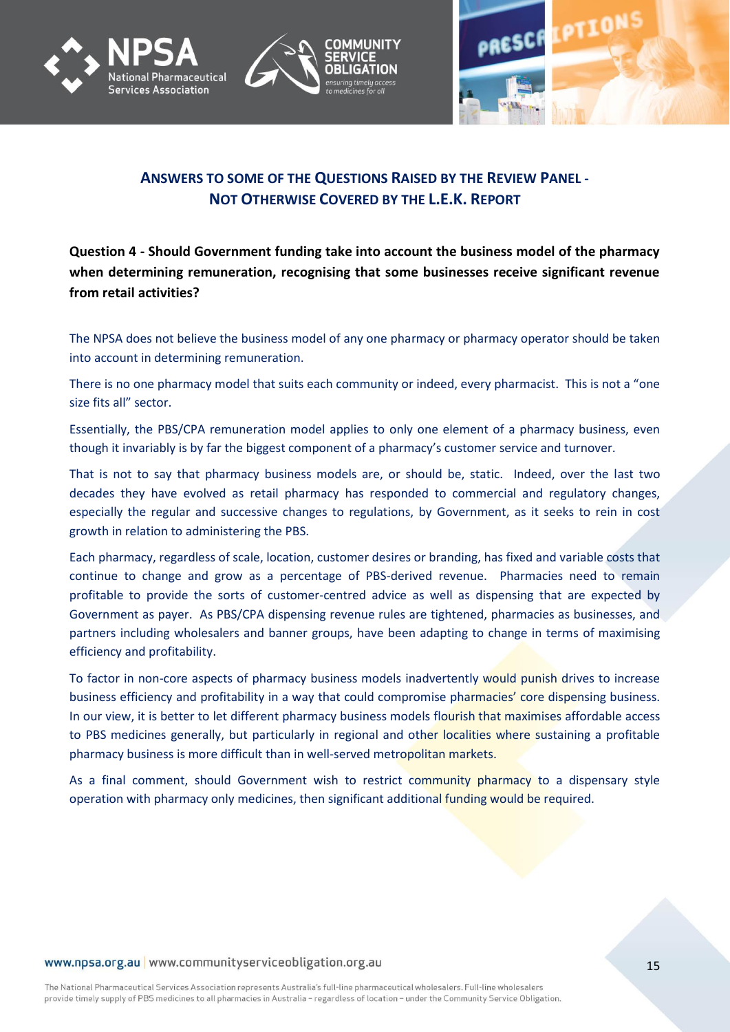## Answers to some of the Questions Raised by the Review Panel - Not Otherwise Covered by the L.E.K. Report

**Question 4 - Should Government funding take into account the business model of the pharmacy when determining remuneration, recognising that some businesses receive significant revenue from retail activities?**

The NPSA does not believe the business model of any one pharmacy or pharmacy operator should be taken into account in determining remuneration.

There is no one pharmacy model that suits each community or indeed, every pharmacist. This is not a "one size fits all" sector.

Essentially, the PBS/CPA remuneration model applies to only one element of a pharmacy business, even though it invariably is by far the biggest component of a pharmacy's customer service and turnover.

That is not to say that pharmacy business models are, or should be, static. Indeed, over the last two decades they have evolved as retail pharmacy has responded to commercial and regulatory changes, especially the regular and successive changes to regulations, by Government, as it seeks to rein in cost growth in relation to administering the PBS.

Each pharmacy, regardless of scale, location, customer desires or branding, has fixed and variable costs that continue to change and grow as a percentage of PBS-derived revenue. Pharmacies need to remain profitable to provide the sorts of customer-centred advice as well as dispensing that are expected by Government as payer. As PBS/CPA dispensing revenue rules are tightened, pharmacies as businesses, and partners including wholesalers and banner groups, have been adapting to change in terms of maximising efficiency and profitability.

To factor in non-core aspects of pharmacy business models inadvertently would punish drives to increase business efficiency and profitability in a way that could compromise pharmacies' core dispensing business. In our view, it is better to let different pharmacy business models flourish that maximises affordable access to PBS medicines generally, but particularly in regional and other localities where sustaining a profitable pharmacy business is more difficult than in well-served metropolitan markets.

As a final comment, should Government wish to restrict community pharmacy to a dispensary style operation with pharmacy only medicines, then significant additional funding would be required.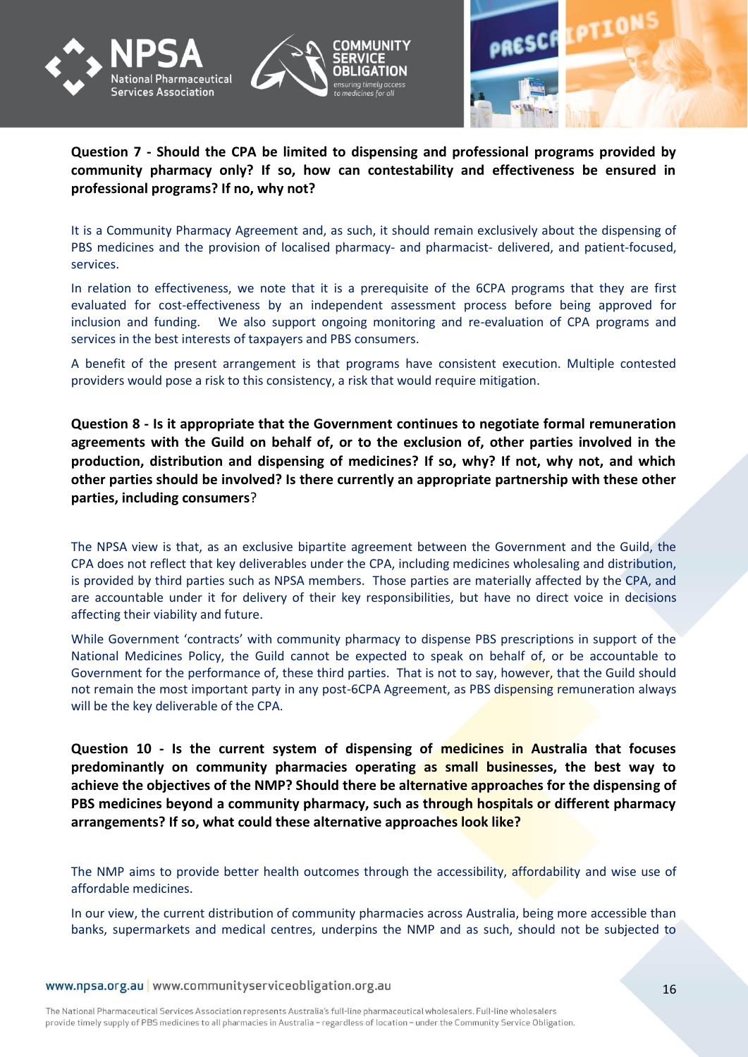**Question 7 - Should the CPA be limited to dispensing and professional programs provided by community pharmacy only? If so, how can contestability and effectiveness be ensured in professional programs? If no, why not?**

It is a Community Pharmacy Agreement and, as such, it should remain exclusively about the dispensing of PBS medicines and the provision of localised pharmacy- and pharmacist- delivered, and patient-focused, services.

In relation to effectiveness, we note that it is a prerequisite of the 6CPA programs that they are first evaluated for cost-effectiveness by an independent assessment process before being approved for inclusion and funding. We also support ongoing monitoring and re-evaluation of CPA programs and services in the best interests of taxpayers and PBS consumers.

A benefit of the present arrangement is that programs have consistent execution. Multiple contested providers would pose a risk to this consistency, a risk that would require mitigation.

**Question 8 - Is it appropriate that the Government continues to negotiate formal remuneration agreements with the Guild on behalf of, or to the exclusion of, other parties involved in the production, distribution and dispensing of medicines? If so, why? If not, why not, and which other parties should be involved? Is there currently an appropriate partnership with these other parties, including consumers?**

The NPSA view is that, as an exclusive bipartite agreement between the Government and the Guild, the CPA does not reflect that key deliverables under the CPA, including medicines wholesaling and distribution, is provided by third parties such as NPSA members. Those parties are materially affected by the CPA, and are accountable under it for delivery of their key responsibilities, but have no direct voice in decisions affecting their viability and future.

While Government 'contracts' with community pharmacy to dispense PBS prescriptions in support of the National Medicines Policy, the Guild cannot be expected to speak on behalf of, or be accountable to Government for the performance of, these third parties. That is not to say, however, that the Guild should not remain the most important party in any post-6CPA Agreement, as PBS dispensing remuneration always will be the key deliverable of the CPA.

**Question 10 - Is the current system of dispensing of medicines in Australia that focuses predominantly on community pharmacies operating as small businesses, the best way to achieve the objectives of the NMP? Should there be alternative approaches for the dispensing of PBS medicines beyond a community pharmacy, such as through hospitals or different pharmacy arrangements? If so, what could these alternative approaches look like?**

The NMP aims to provide better health outcomes through the accessibility, affordability and wise use of affordable medicines.

In our view, the current distribution of community pharmacies across Australia, being more accessible than banks, supermarkets and medical centres, underpins the NMP and as such, should not be subjected to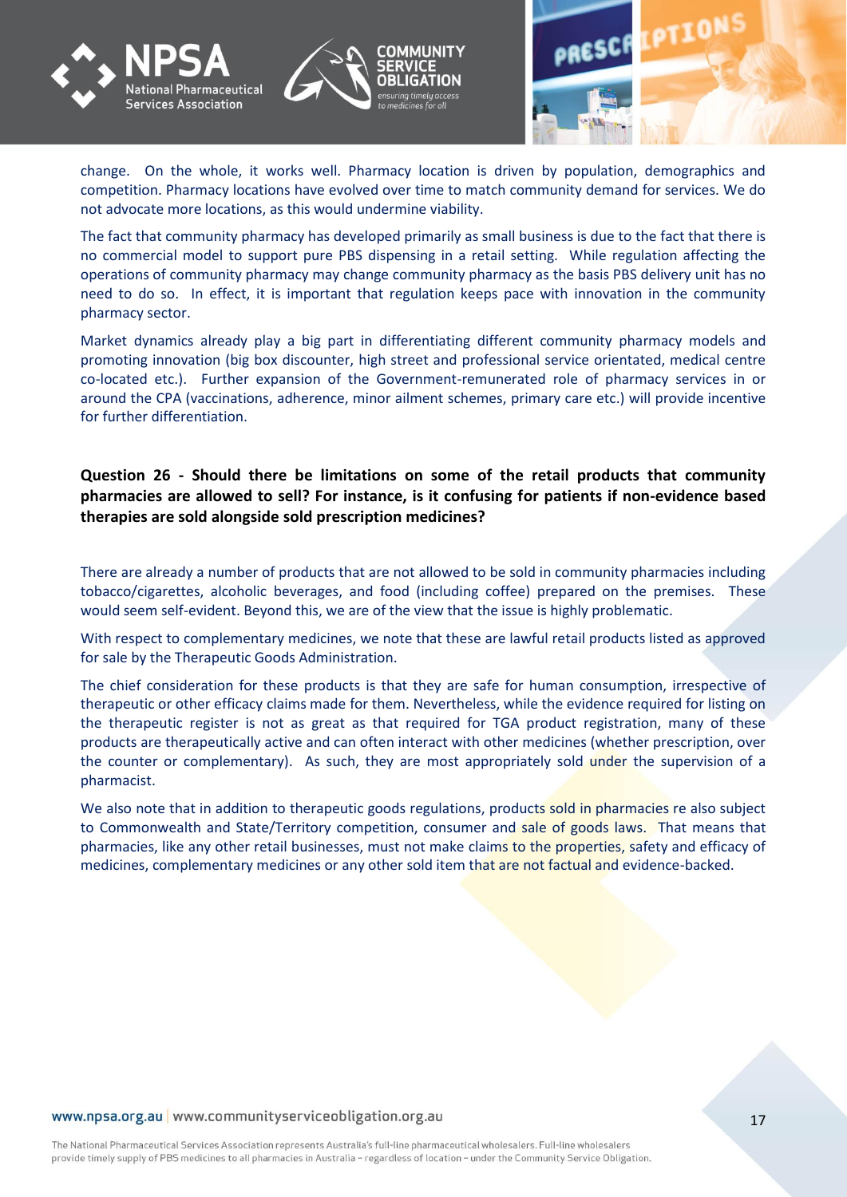change. On the whole, it works well. Pharmacy location is driven by population, demographics and competition. Pharmacy locations have evolved over time to match community demand for services. We do not advocate more locations, as this would undermine viability.

The fact that community pharmacy has developed primarily as small business is due to the fact that there is no commercial model to support pure PBS dispensing in a retail setting. While regulation affecting the operations of community pharmacy may change community pharmacy as the basis PBS delivery unit has no need to do so. In effect, it is important that regulation keeps pace with innovation in the community pharmacy sector.

Market dynamics already play a big part in differentiating different community pharmacy models and promoting innovation (big box discounter, high street and professional service orientated, medical centre co-located etc.). Further expansion of the Government-remunerated role of pharmacy services in or around the CPA (vaccinations, adherence, minor ailment schemes, primary care etc.) will provide incentive for further differentiation.

**Question 26 - Should there be limitations on some of the retail products that community pharmacies are allowed to sell? For instance, is it confusing for patients if non-evidence based therapies are sold alongside sold prescription medicines?**

There are already a number of products that are not allowed to be sold in community pharmacies including tobacco/cigarettes, alcoholic beverages, and food (including coffee) prepared on the premises. These would seem self-evident. Beyond this, we are of the view that the issue is highly problematic.

With respect to complementary medicines, we note that these are lawful retail products listed as approved for sale by the Therapeutic Goods Administration.

The chief consideration for these products is that they are safe for human consumption, irrespective of therapeutic or other efficacy claims made for them. Nevertheless, while the evidence required for listing on the therapeutic register is not as great as that required for TGA product registration, many of these products are therapeutically active and can often interact with other medicines (whether prescription, over the counter or complementary). As such, they are most appropriately sold under the supervision of a pharmacist.

We also note that in addition to therapeutic goods regulations, products sold in pharmacies re also subject to Commonwealth and State/Territory competition, consumer and sale of goods laws. That means that pharmacies, like any other retail businesses, must not make claims to the properties, safety and efficacy of medicines, complementary medicines or any other sold item that are not factual and evidence-backed.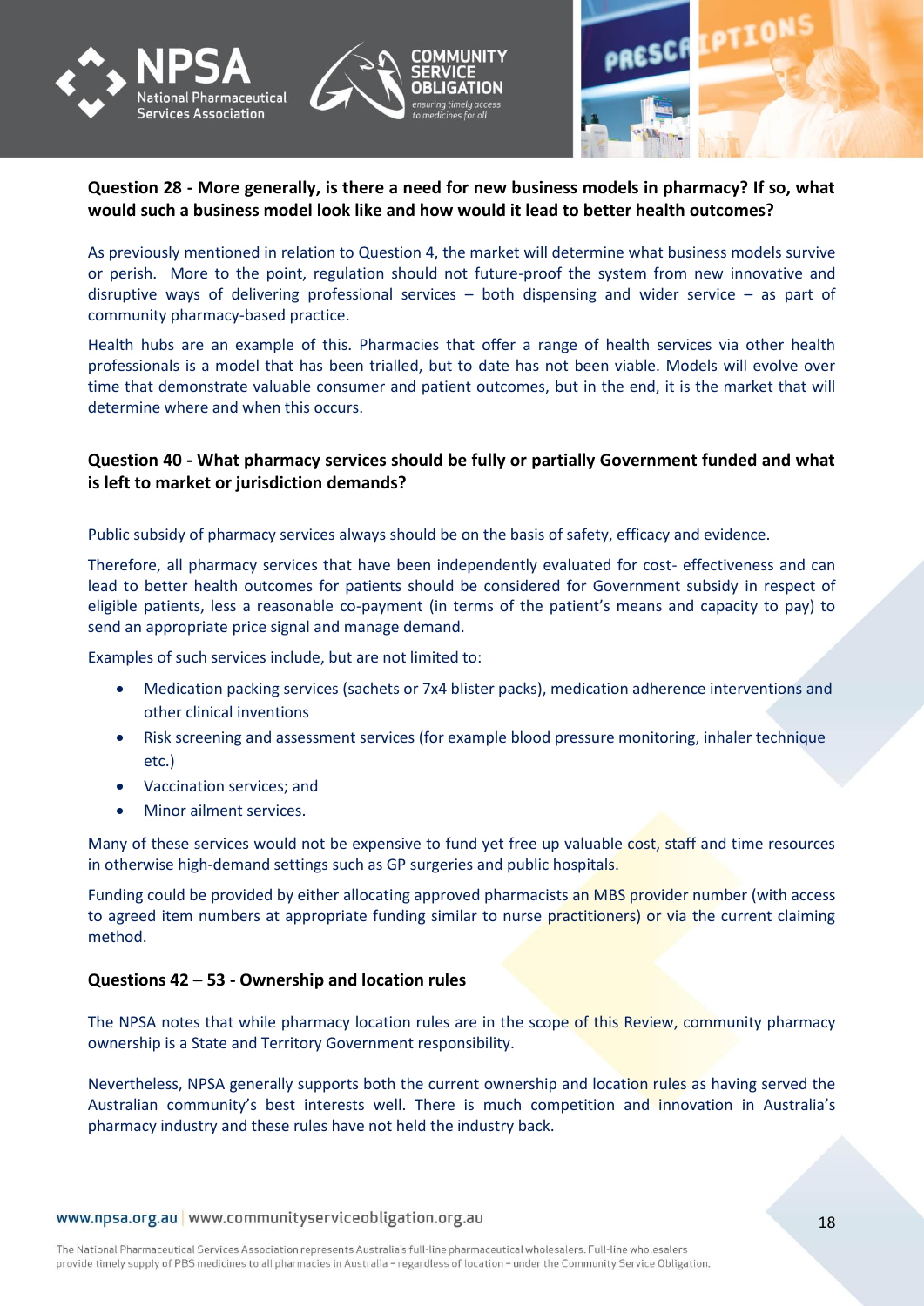**Question 28 - More generally, is there a need for new business models in pharmacy? If so, what would such a business model look like and how would it lead to better health outcomes?**

As previously mentioned in relation to Question 4, the market will determine what business models survive or perish. More to the point, regulation should not future-proof the system from new innovative and disruptive ways of delivering professional services – both dispensing and wider service – as part of community pharmacy-based practice.

Health hubs are an example of this. Pharmacies that offer a range of health services via other health professionals is a model that has been trialled, but to date has not been viable. Models will evolve over time that demonstrate valuable consumer and patient outcomes, but in the end, it is the market that will determine where and when this occurs.

**Question 40 - What pharmacy services should be fully or partially Government funded and what is left to market or jurisdiction demands?**

Public subsidy of pharmacy services always should be on the basis of safety, efficacy and evidence.

Therefore, all pharmacy services that have been independently evaluated for cost- effectiveness and can lead to better health outcomes for patients should be considered for Government subsidy in respect of eligible patients, less a reasonable co-payment (in terms of the patient's means and capacity to pay) to send an appropriate price signal and manage demand.

Examples of such services include, but are not limited to:

- Medication packing services (sachets or 7x4 blister packs), medication adherence interventions and other clinical inventions
- Risk screening and assessment services (for example blood pressure monitoring, inhaler technique etc.)
- Vaccination services; and
- Minor ailment services.

Many of these services would not be expensive to fund yet free up valuable cost, staff and time resources in otherwise high-demand settings such as GP surgeries and public hospitals.

Funding could be provided by either allocating approved pharmacists an MBS provider number (with access to agreed item numbers at appropriate funding similar to nurse practitioners) or via the current claiming method.

**Questions 42 – 53 - Ownership and location rules**

The NPSA notes that while pharmacy location rules are in the scope of this Review, community pharmacy ownership is a State and Territory Government responsibility.

Nevertheless, NPSA generally supports both the current ownership and location rules as having served the Australian community's best interests well. There is much competition and innovation in Australia's pharmacy industry and these rules have not held the industry back.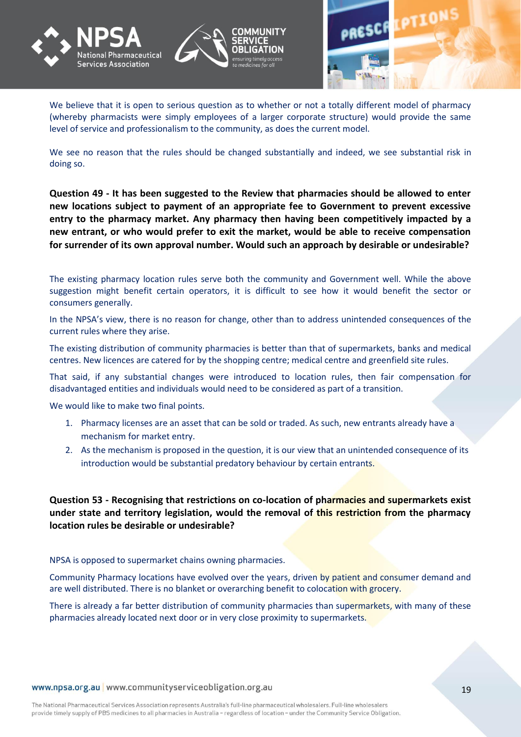We believe that it is open to serious question as to whether or not a totally different model of pharmacy (whereby pharmacists were simply employees of a larger corporate structure) would provide the same level of service and professionalism to the community, as does the current model.

We see no reason that the rules should be changed substantially and indeed, we see substantial risk in doing so.

**Question 49 - It has been suggested to the Review that pharmacies should be allowed to enter new locations subject to payment of an appropriate fee to Government to prevent excessive entry to the pharmacy market. Any pharmacy then having been competitively impacted by a new entrant, or who would prefer to exit the market, would be able to receive compensation for surrender of its own approval number. Would such an approach by desirable or undesirable?**

The existing pharmacy location rules serve both the community and Government well. While the above suggestion might benefit certain operators, it is difficult to see how it would benefit the sector or consumers generally.

In the NPSA's view, there is no reason for change, other than to address unintended consequences of the current rules where they arise.

The existing distribution of community pharmacies is better than that of supermarkets, banks and medical centres. New licences are catered for by the shopping centre; medical centre and greenfield site rules.

That said, if any substantial changes were introduced to location rules, then fair compensation for disadvantaged entities and individuals would need to be considered as part of a transition.

We would like to make two final points.

1. Pharmacy licenses are an asset that can be sold or traded. As such, new entrants already have a mechanism for market entry.
2. As the mechanism is proposed in the question, it is our view that an unintended consequence of its introduction would be substantial predatory behaviour by certain entrants.

**Question 53 - Recognising that restrictions on co-location of pharmacies and supermarkets exist under state and territory legislation, would the removal of this restriction from the pharmacy location rules be desirable or undesirable?**

NPSA is opposed to supermarket chains owning pharmacies.

Community Pharmacy locations have evolved over the years, driven by patient and consumer demand and are well distributed. There is no blanket or overarching benefit to colocation with grocery.

There is already a far better distribution of community pharmacies than supermarkets, with many of these pharmacies already located next door or in very close proximity to supermarkets.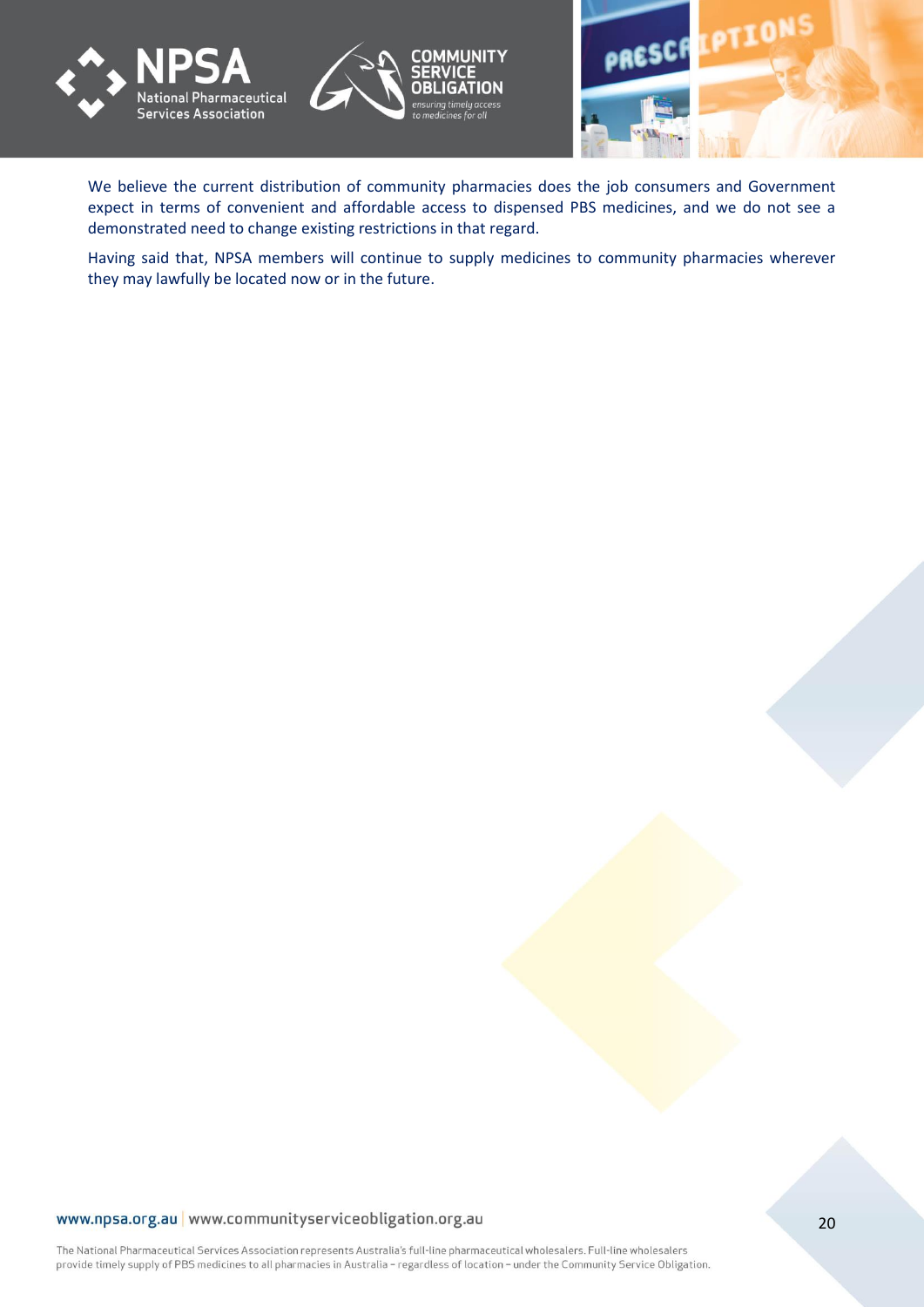We believe the current distribution of community pharmacies does the job consumers and Government expect in terms of convenient and affordable access to dispensed PBS medicines, and we do not see a demonstrated need to change existing restrictions in that regard.

Having said that, NPSA members will continue to supply medicines to community pharmacies wherever they may lawfully be located now or in the future.